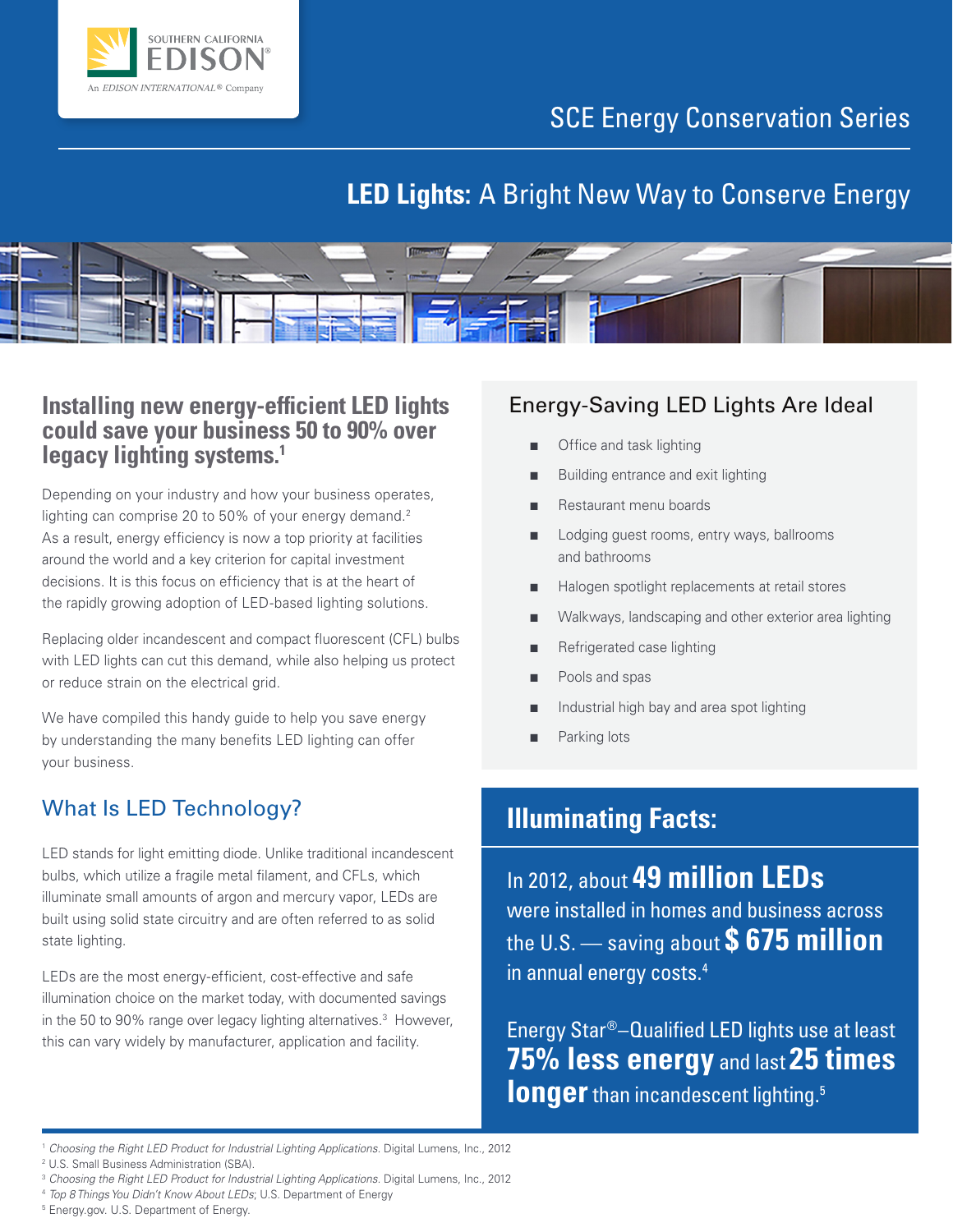SOUTHERN CALIFORNIA EDISON

An EDISON INTERNATIONAL® Company

SCE Energy Conservation Series

# **LED Lights:** A Bright New Way to Conserve Energy

## Installing new energy-efficient LED lights could save your business 50 to 90% over legacy lighting systems.[1]

Depending on your industry and how your business operates, lighting can comprise 20 to 50% of your energy demand.[2] As a result, energy efficiency is now a top priority at facilities around the world and a key criterion for capital investment decisions. It is this focus on efficiency that is at the heart of the rapidly growing adoption of LED-based lighting solutions.

Replacing older incandescent and compact fluorescent (CFL) bulbs with LED lights can cut this demand, while also helping us protect or reduce strain on the electrical grid.

We have compiled this handy guide to help you save energy by understanding the many benefits LED lighting can offer your business.

## What Is LED Technology?

LED stands for light emitting diode. Unlike traditional incandescent bulbs, which utilize a fragile metal filament, and CFLs, which illuminate small amounts of argon and mercury vapor, LEDs are built using solid state circuitry and are often referred to as solid state lighting.

LEDs are the most energy-efficient, cost-effective and safe illumination choice on the market today, with documented savings in the 50 to 90% range over legacy lighting alternatives.[3] However, this can vary widely by manufacturer, application and facility.

## Energy-Saving LED Lights Are Ideal

- Office and task lighting
- Building entrance and exit lighting
- Restaurant menu boards
- Lodging guest rooms, entry ways, ballrooms and bathrooms
- Halogen spotlight replacements at retail stores
- Walkways, landscaping and other exterior area lighting
- Refrigerated case lighting
- Pools and spas
- Industrial high bay and area spot lighting
- Parking lots

## Illuminating Facts:

In 2012, about **49 million LEDs** were installed in homes and business across the U.S. — saving about **$ 675 million** in annual energy costs.[4]

Energy Star®–Qualified LED lights use at least **75% less energy** and last **25 times longer** than incandescent lighting.[5]

---

[1] *Choosing the Right LED Product for Industrial Lighting Applications.* Digital Lumens, Inc., 2012

[2] U.S. Small Business Administration (SBA).

[3] *Choosing the Right LED Product for Industrial Lighting Applications.* Digital Lumens, Inc., 2012

[4] *Top 8 Things You Didn't Know About LEDs*; U.S. Department of Energy

[5] Energy.gov. U.S. Department of Energy.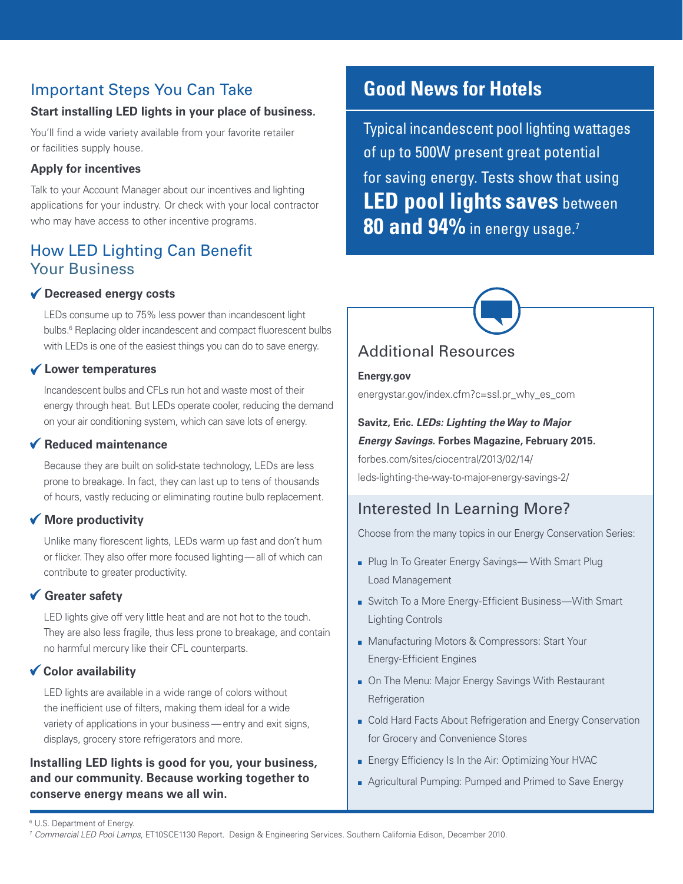## Important Steps You Can Take

**Start installing LED lights in your place of business.**

You'll find a wide variety available from your favorite retailer or facilities supply house.

**Apply for incentives**

Talk to your Account Manager about our incentives and lighting applications for your industry. Or check with your local contractor who may have access to other incentive programs.

## How LED Lighting Can Benefit Your Business

✔ **Decreased energy costs**

LEDs consume up to 75% less power than incandescent light bulbs.[6] Replacing older incandescent and compact fluorescent bulbs with LEDs is one of the easiest things you can do to save energy.

✔ **Lower temperatures**

Incandescent bulbs and CFLs run hot and waste most of their energy through heat. But LEDs operate cooler, reducing the demand on your air conditioning system, which can save lots of energy.

✔ **Reduced maintenance**

Because they are built on solid-state technology, LEDs are less prone to breakage. In fact, they can last up to tens of thousands of hours, vastly reducing or eliminating routine bulb replacement.

✔ **More productivity**

Unlike many florescent lights, LEDs warm up fast and don't hum or flicker. They also offer more focused lighting—all of which can contribute to greater productivity.

✔ **Greater safety**

LED lights give off very little heat and are not hot to the touch. They are also less fragile, thus less prone to breakage, and contain no harmful mercury like their CFL counterparts.

✔ **Color availability**

LED lights are available in a wide range of colors without the inefficient use of filters, making them ideal for a wide variety of applications in your business—entry and exit signs, displays, grocery store refrigerators and more.

**Installing LED lights is good for you, your business, and our community. Because working together to conserve energy means we all win.**

## Good News for Hotels

Typical incandescent pool lighting wattages of up to 500W present great potential for saving energy. Tests show that using **LED pool lights saves** between **80 and 94%** in energy usage.[7]

## Additional Resources

**Energy.gov**

energystar.gov/index.cfm?c=ssl.pr_why_es_com

**Savitz, Eric. *LEDs: Lighting the Way to Major Energy Savings*. Forbes Magazine, February 2015.**

forbes.com/sites/ciocentral/2013/02/14/leds-lighting-the-way-to-major-energy-savings-2/

## Interested In Learning More?

Choose from the many topics in our Energy Conservation Series:

- Plug In To Greater Energy Savings— With Smart Plug Load Management
- Switch To a More Energy-Efficient Business—With Smart Lighting Controls
- Manufacturing Motors & Compressors: Start Your Energy-Efficient Engines
- On The Menu: Major Energy Savings With Restaurant Refrigeration
- Cold Hard Facts About Refrigeration and Energy Conservation for Grocery and Convenience Stores
- Energy Efficiency Is In the Air: Optimizing Your HVAC
- Agricultural Pumping: Pumped and Primed to Save Energy

---

[6] U.S. Department of Energy.

[7] *Commercial LED Pool Lamps*, ET10SCE1130 Report. Design & Engineering Services. Southern California Edison, December 2010.